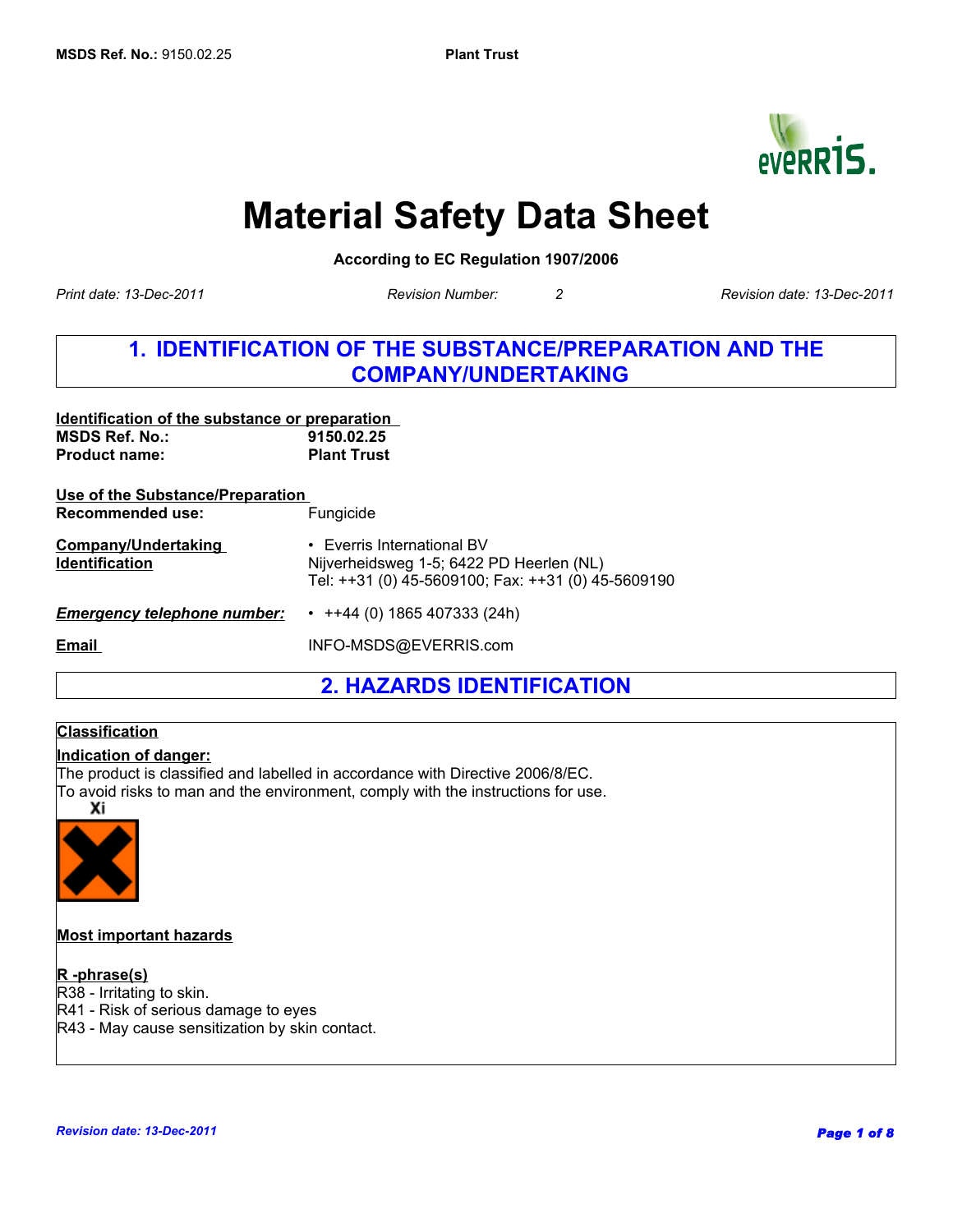# Material Safety Data Sheet

**According to EC Regulation 1907/2006**

*Print date: 13-Dec-2011* *Revision Number: 2* *Revision date: 13-Dec-2011*

## 1. IDENTIFICATION OF THE SUBSTANCE/PREPARATION AND THE COMPANY/UNDERTAKING

**Identification of the substance or preparation**

| | |
|---|---|
| **MSDS Ref. No.:** | **9150.02.25** |
| **Product name:** | **Plant Trust** |

**Use of the Substance/Preparation**

| | |
|---|---|
| **Recommended use:** | Fungicide |
| **Company/Undertaking Identification** | • Everris International BV<br>Nijverheidsweg 1-5; 6422 PD Heerlen (NL)<br>Tel: ++31 (0) 45-5609100; Fax: ++31 (0) 45-5609190 |
| ***Emergency telephone number:*** | • ++44 (0) 1865 407333 (24h) |
| **Email** | INFO-MSDS@EVERRIS.com |

## 2. HAZARDS IDENTIFICATION

**Classification**

**Indication of danger:**

The product is classified and labelled in accordance with Directive 2006/8/EC.
To avoid risks to man and the environment, comply with the instructions for use.

Xi

**Most important hazards**

**R -phrase(s)**

R38 - Irritating to skin.
R41 - Risk of serious damage to eyes
R43 - May cause sensitization by skin contact.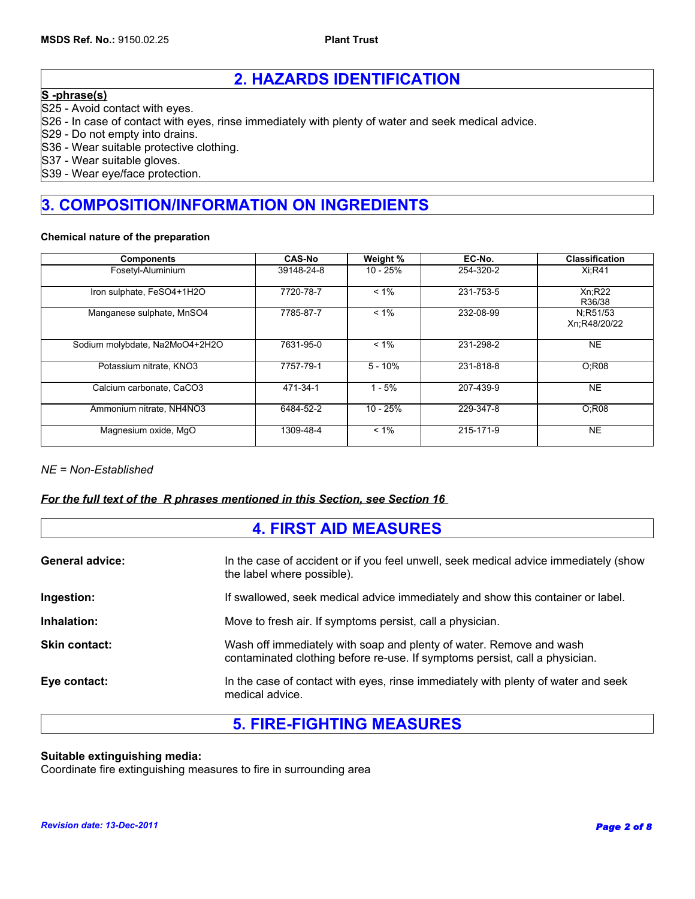## 2. HAZARDS IDENTIFICATION

**S -phrase(s)**

S25 - Avoid contact with eyes.
S26 - In case of contact with eyes, rinse immediately with plenty of water and seek medical advice.
S29 - Do not empty into drains.
S36 - Wear suitable protective clothing.
S37 - Wear suitable gloves.
S39 - Wear eye/face protection.

## 3. COMPOSITION/INFORMATION ON INGREDIENTS

**Chemical nature of the preparation**

| Components | CAS-No | Weight % | EC-No. | Classification |
|---|---|---|---|---|
| Fosetyl-Aluminium | 39148-24-8 | 10 - 25% | 254-320-2 | Xi;R41 |
| Iron sulphate, $FeSO_4+1H_2O$ | 7720-78-7 | < 1% | 231-753-5 | Xn;R22 R36/38 |
| Manganese sulphate, $MnSO_4$ | 7785-87-7 | < 1% | 232-08-99 | N;R51/53 Xn;R48/20/22 |
| Sodium molybdate, $Na_2MoO_4+2H_2O$ | 7631-95-0 | < 1% | 231-298-2 | NE |
| Potassium nitrate, $KNO_3$ | 7757-79-1 | 5 - 10% | 231-818-8 | O;R08 |
| Calcium carbonate, $CaCO_3$ | 471-34-1 | 1 - 5% | 207-439-9 | NE |
| Ammonium nitrate, $NH_4NO_3$ | 6484-52-2 | 10 - 25% | 229-347-8 | O;R08 |
| Magnesium oxide, MgO | 1309-48-4 | < 1% | 215-171-9 | NE |

*NE = Non-Established*

***For the full text of the R phrases mentioned in this Section, see Section 16***

## 4. FIRST AID MEASURES

**General advice:** In the case of accident or if you feel unwell, seek medical advice immediately (show the label where possible).

**Ingestion:** If swallowed, seek medical advice immediately and show this container or label.

**Inhalation:** Move to fresh air. If symptoms persist, call a physician.

**Skin contact:** Wash off immediately with soap and plenty of water. Remove and wash contaminated clothing before re-use. If symptoms persist, call a physician.

**Eye contact:** In the case of contact with eyes, rinse immediately with plenty of water and seek medical advice.

## 5. FIRE-FIGHTING MEASURES

**Suitable extinguishing media:**
Coordinate fire extinguishing measures to fire in surrounding area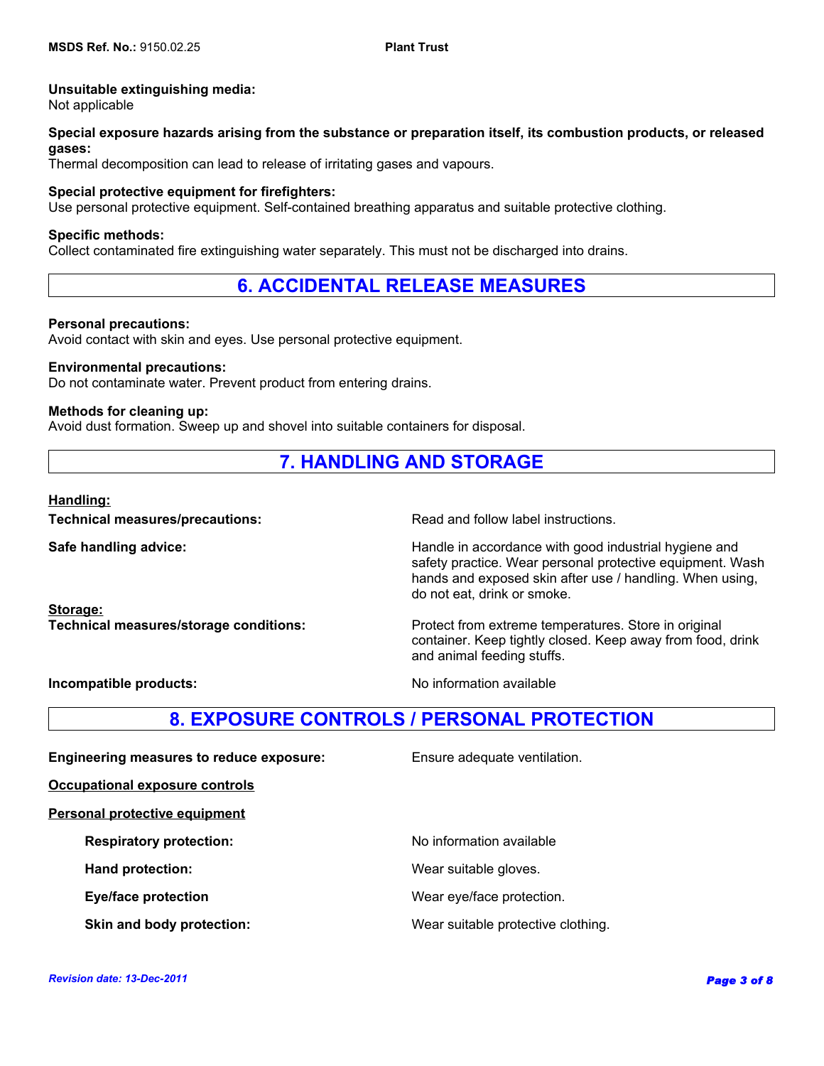**Unsuitable extinguishing media:**
Not applicable

**Special exposure hazards arising from the substance or preparation itself, its combustion products, or released gases:**
Thermal decomposition can lead to release of irritating gases and vapours.

**Special protective equipment for firefighters:**
Use personal protective equipment. Self-contained breathing apparatus and suitable protective clothing.

**Specific methods:**
Collect contaminated fire extinguishing water separately. This must not be discharged into drains.

## 6. ACCIDENTAL RELEASE MEASURES

**Personal precautions:**
Avoid contact with skin and eyes. Use personal protective equipment.

**Environmental precautions:**
Do not contaminate water. Prevent product from entering drains.

**Methods for cleaning up:**
Avoid dust formation. Sweep up and shovel into suitable containers for disposal.

## 7. HANDLING AND STORAGE

**Handling:**

| | |
|---|---|
| **Technical measures/precautions:** | Read and follow label instructions. |
| **Safe handling advice:** | Handle in accordance with good industrial hygiene and safety practice. Wear personal protective equipment. Wash hands and exposed skin after use / handling. When using, do not eat, drink or smoke. |

**Storage:**

| | |
|---|---|
| **Technical measures/storage conditions:** | Protect from extreme temperatures. Store in original container. Keep tightly closed. Keep away from food, drink and animal feeding stuffs. |
| **Incompatible products:** | No information available |

## 8. EXPOSURE CONTROLS / PERSONAL PROTECTION

| | |
|---|---|
| **Engineering measures to reduce exposure:** | Ensure adequate ventilation. |

**Occupational exposure controls**

**Personal protective equipment**

| | |
|---|---|
| **Respiratory protection:** | No information available |
| **Hand protection:** | Wear suitable gloves. |
| **Eye/face protection** | Wear eye/face protection. |
| **Skin and body protection:** | Wear suitable protective clothing. |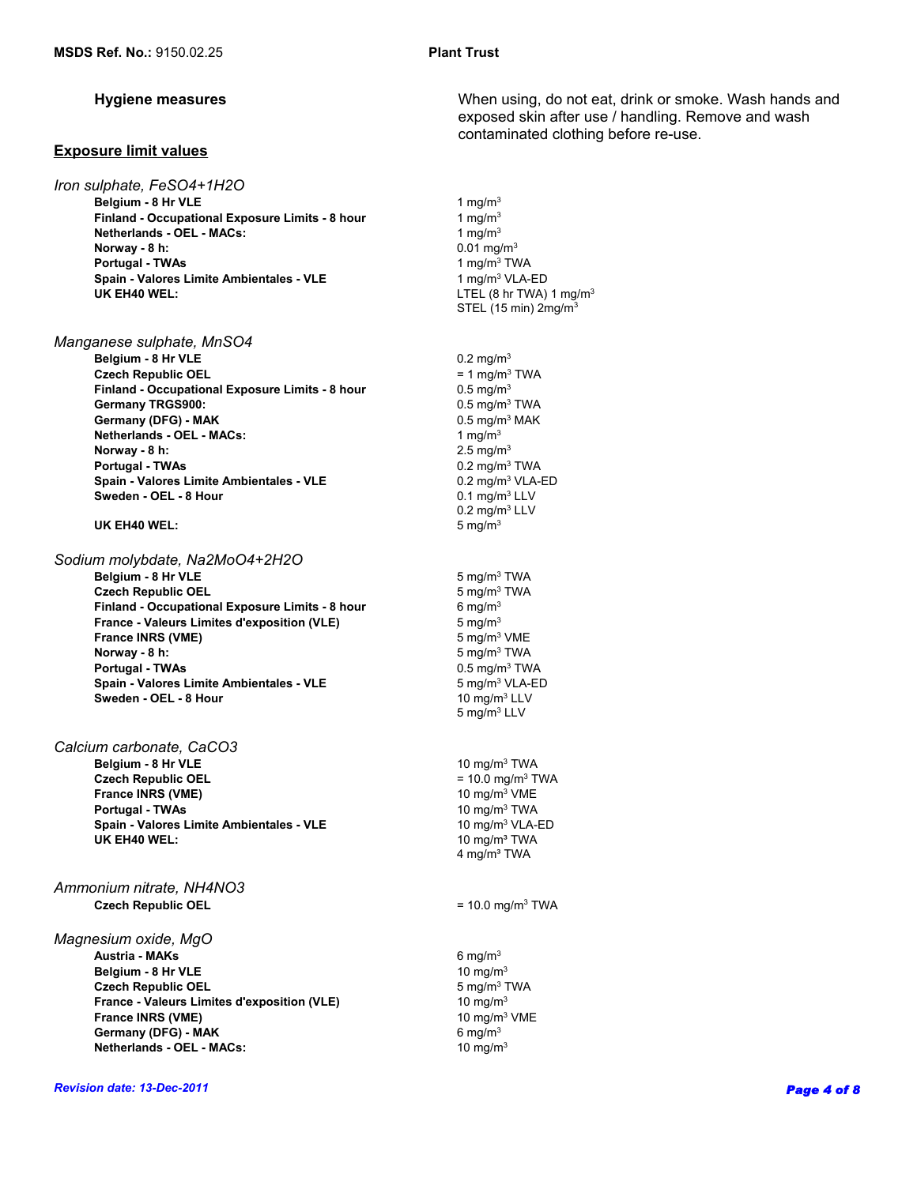| | |
|---|---|
| **Hygiene measures** | When using, do not eat, drink or smoke. Wash hands and exposed skin after use / handling. Remove and wash contaminated clothing before re-use. |

## Exposure limit values

*Iron sulphate, $FeSO_4+1H_2O$*

| | |
|---|---|
| **Belgium - 8 Hr VLE** | 1 mg/m$^3$ |
| **Finland - Occupational Exposure Limits - 8 hour** | 1 mg/m$^3$ |
| **Netherlands - OEL - MACs:** | 1 mg/m$^3$ |
| **Norway - 8 h:** | 0.01 mg/m$^3$ |
| **Portugal - TWAs** | 1 mg/m$^3$ TWA |
| **Spain - Valores Limite Ambientales - VLE** | 1 mg/m$^3$ VLA-ED |
| **UK EH40 WEL:** | LTEL (8 hr TWA) 1 mg/m$^3$<br>STEL (15 min) 2mg/m$^3$ |

*Manganese sulphate, $MnSO_4$*

| | |
|---|---|
| **Belgium - 8 Hr VLE** | 0.2 mg/m$^3$ |
| **Czech Republic OEL** | = 1 mg/m$^3$ TWA |
| **Finland - Occupational Exposure Limits - 8 hour** | 0.5 mg/m$^3$ |
| **Germany TRGS900:** | 0.5 mg/m$^3$ TWA |
| **Germany (DFG) - MAK** | 0.5 mg/m$^3$ MAK |
| **Netherlands - OEL - MACs:** | 1 mg/m$^3$ |
| **Norway - 8 h:** | 2.5 mg/m$^3$ |
| **Portugal - TWAs** | 0.2 mg/m$^3$ TWA |
| **Spain - Valores Limite Ambientales - VLE** | 0.2 mg/m$^3$ VLA-ED |
| **Sweden - OEL - 8 Hour** | 0.1 mg/m$^3$ LLV<br>0.2 mg/m$^3$ LLV |
| **UK EH40 WEL:** | 5 mg/m$^3$ |

*Sodium molybdate, $Na_2MoO_4+2H_2O$*

| | |
|---|---|
| **Belgium - 8 Hr VLE** | 5 mg/m$^3$ TWA |
| **Czech Republic OEL** | 5 mg/m$^3$ TWA |
| **Finland - Occupational Exposure Limits - 8 hour** | 6 mg/m$^3$ |
| **France - Valeurs Limites d'exposition (VLE)** | 5 mg/m$^3$ |
| **France INRS (VME)** | 5 mg/m$^3$ VME |
| **Norway - 8 h:** | 5 mg/m$^3$ TWA |
| **Portugal - TWAs** | 0.5 mg/m$^3$ TWA |
| **Spain - Valores Limite Ambientales - VLE** | 5 mg/m$^3$ VLA-ED |
| **Sweden - OEL - 8 Hour** | 10 mg/m$^3$ LLV<br>5 mg/m$^3$ LLV |

*Calcium carbonate, $CaCO_3$*

| | |
|---|---|
| **Belgium - 8 Hr VLE** | 10 mg/m$^3$ TWA |
| **Czech Republic OEL** | = 10.0 mg/m$^3$ TWA |
| **France INRS (VME)** | 10 mg/m$^3$ VME |
| **Portugal - TWAs** | 10 mg/m$^3$ TWA |
| **Spain - Valores Limite Ambientales - VLE** | 10 mg/m$^3$ VLA-ED |
| **UK EH40 WEL:** | 10 mg/m$^3$ TWA<br>4 mg/m$^3$ TWA |

*Ammonium nitrate, $NH_4NO_3$*

| | |
|---|---|
| **Czech Republic OEL** | = 10.0 mg/m$^3$ TWA |

*Magnesium oxide, MgO*

| | |
|---|---|
| **Austria - MAKs** | 6 mg/m$^3$ |
| **Belgium - 8 Hr VLE** | 10 mg/m$^3$ |
| **Czech Republic OEL** | 5 mg/m$^3$ TWA |
| **France - Valeurs Limites d'exposition (VLE)** | 10 mg/m$^3$ |
| **France INRS (VME)** | 10 mg/m$^3$ VME |
| **Germany (DFG) - MAK** | 6 mg/m$^3$ |
| **Netherlands - OEL - MACs:** | 10 mg/m$^3$ |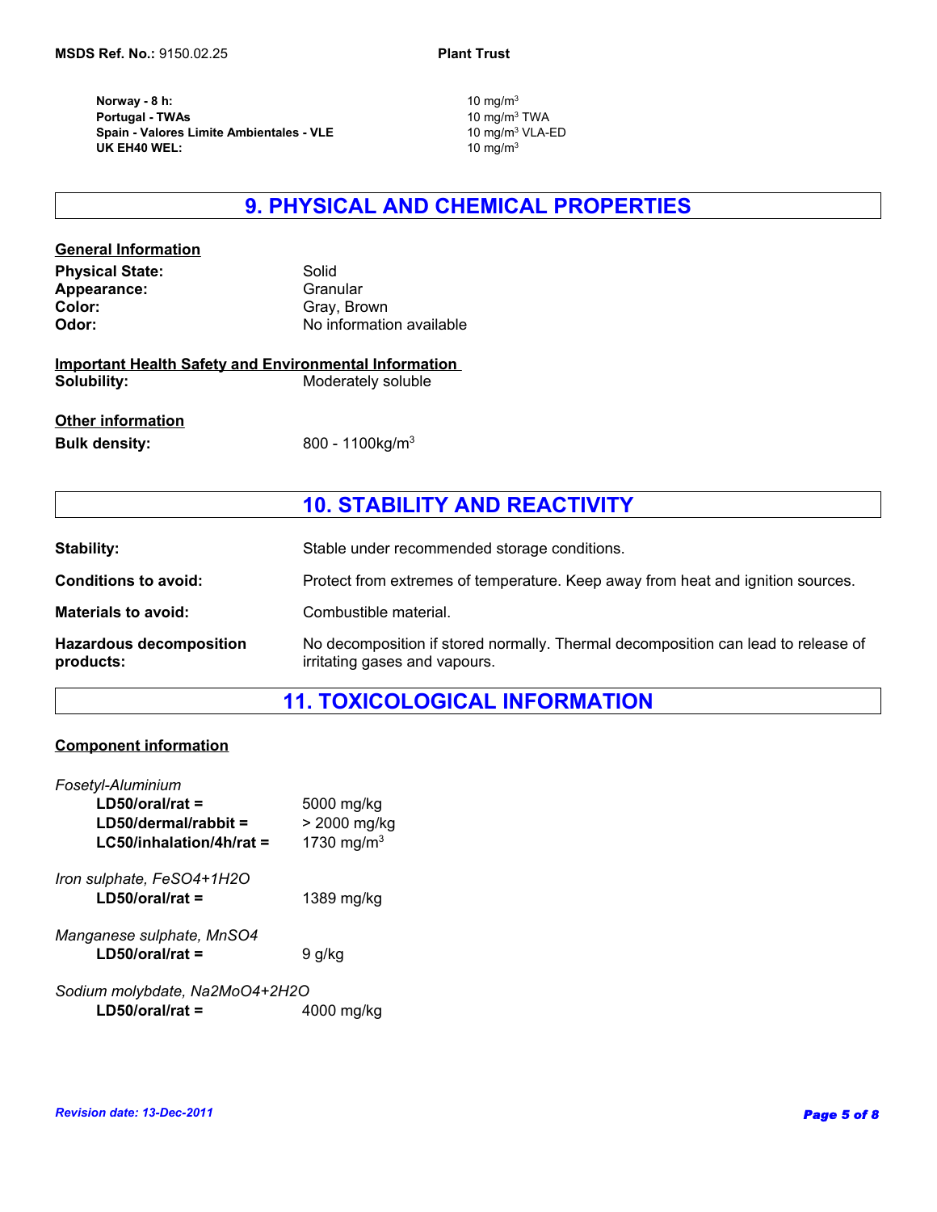| | |
|---|---|
| **Norway - 8 h:** | 10 mg/m$^3$ |
| **Portugal - TWAs** | 10 mg/m$^3$ TWA |
| **Spain - Valores Limite Ambientales - VLE** | 10 mg/m$^3$ VLA-ED |
| **UK EH40 WEL:** | 10 mg/m$^3$ |

## 9. PHYSICAL AND CHEMICAL PROPERTIES

**General Information**

| | |
|---|---|
| **Physical State:** | Solid |
| **Appearance:** | Granular |
| **Color:** | Gray, Brown |
| **Odor:** | No information available |

**Important Health Safety and Environmental Information**

| | |
|---|---|
| **Solubility:** | Moderately soluble |

**Other information**

| | |
|---|---|
| **Bulk density:** | 800 - 1100kg/m$^3$ |

## 10. STABILITY AND REACTIVITY

| | |
|---|---|
| **Stability:** | Stable under recommended storage conditions. |
| **Conditions to avoid:** | Protect from extremes of temperature. Keep away from heat and ignition sources. |
| **Materials to avoid:** | Combustible material. |
| **Hazardous decomposition products:** | No decomposition if stored normally. Thermal decomposition can lead to release of irritating gases and vapours. |

## 11. TOXICOLOGICAL INFORMATION

**Component information**

*Fosetyl-Aluminium*

| | |
|---|---|
| **LD50/oral/rat =** | 5000 mg/kg |
| **LD50/dermal/rabbit =** | > 2000 mg/kg |
| **LC50/inhalation/4h/rat =** | 1730 mg/m$^3$ |

*Iron sulphate, FeSO4+1H2O*

| | |
|---|---|
| **LD50/oral/rat =** | 1389 mg/kg |

*Manganese sulphate, MnSO4*

| | |
|---|---|
| **LD50/oral/rat =** | 9 g/kg |

*Sodium molybdate, Na2MoO4+2H2O*

| | |
|---|---|
| **LD50/oral/rat =** | 4000 mg/kg |

*Revision date: 13-Dec-2011*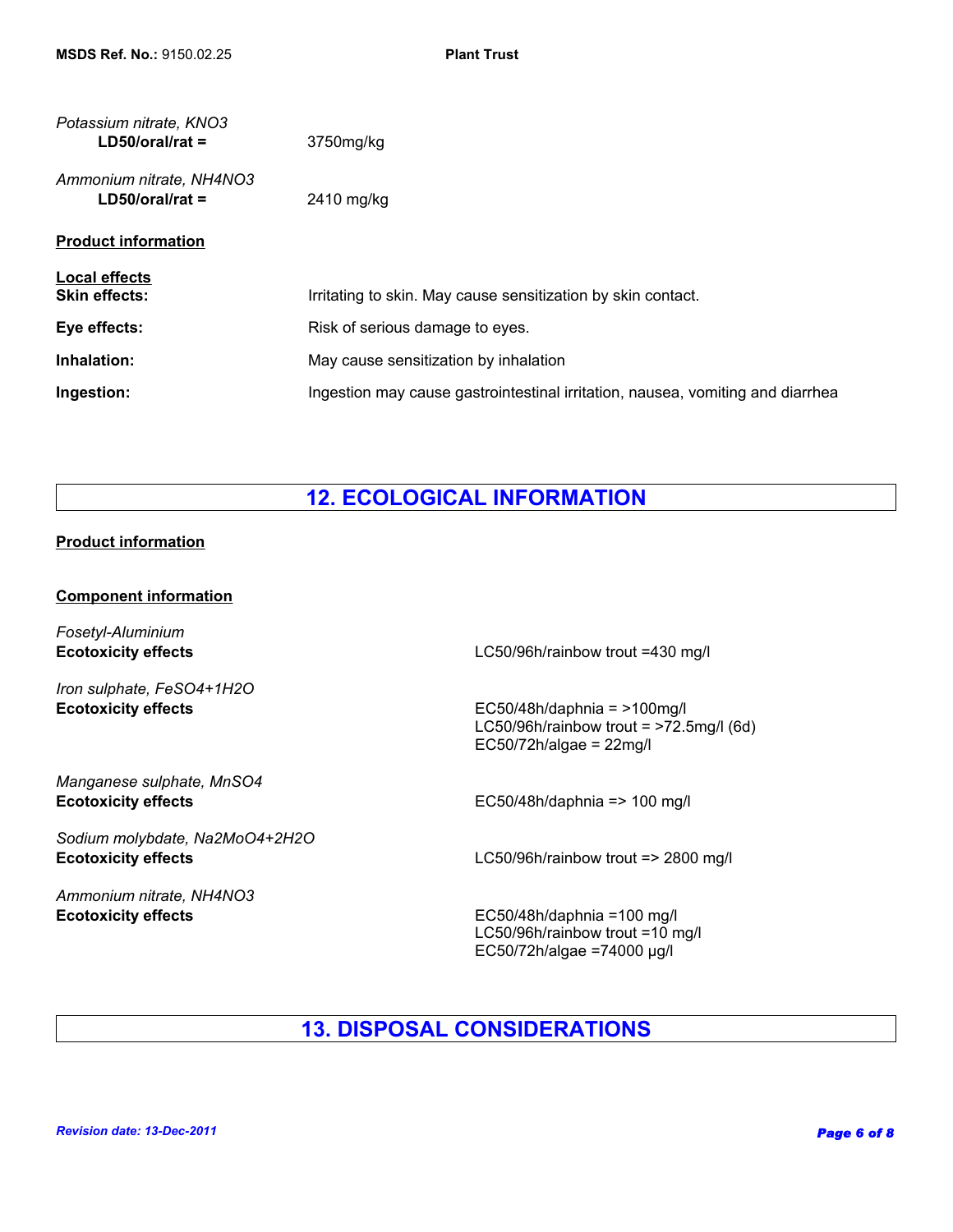*Potassium nitrate, $KNO_3$*

**LD50/oral/rat =** 3750mg/kg

*Ammonium nitrate, $NH_4NO_3$*

**LD50/oral/rat =** 2410 mg/kg

**Product information**

**Local effects**

**Skin effects:** Irritating to skin. May cause sensitization by skin contact.

**Eye effects:** Risk of serious damage to eyes.

**Inhalation:** May cause sensitization by inhalation

**Ingestion:** Ingestion may cause gastrointestinal irritation, nausea, vomiting and diarrhea

## 12. ECOLOGICAL INFORMATION

**Product information**

**Component information**

*Fosetyl-Aluminium*

**Ecotoxicity effects** LC50/96h/rainbow trout =430 mg/l

*Iron sulphate, $FeSO_4$+1$H_2O$*

**Ecotoxicity effects**
EC50/48h/daphnia = >100mg/l
LC50/96h/rainbow trout = >72.5mg/l (6d)
EC50/72h/algae = 22mg/l

*Manganese sulphate, $MnSO_4$*

**Ecotoxicity effects** EC50/48h/daphnia => 100 mg/l

*Sodium molybdate, $Na_2MoO_4$+2$H_2O$*

**Ecotoxicity effects** LC50/96h/rainbow trout => 2800 mg/l

*Ammonium nitrate, $NH_4NO_3$*

**Ecotoxicity effects**
EC50/48h/daphnia =100 mg/l
LC50/96h/rainbow trout =10 mg/l
EC50/72h/algae =74000 µg/l

## 13. DISPOSAL CONSIDERATIONS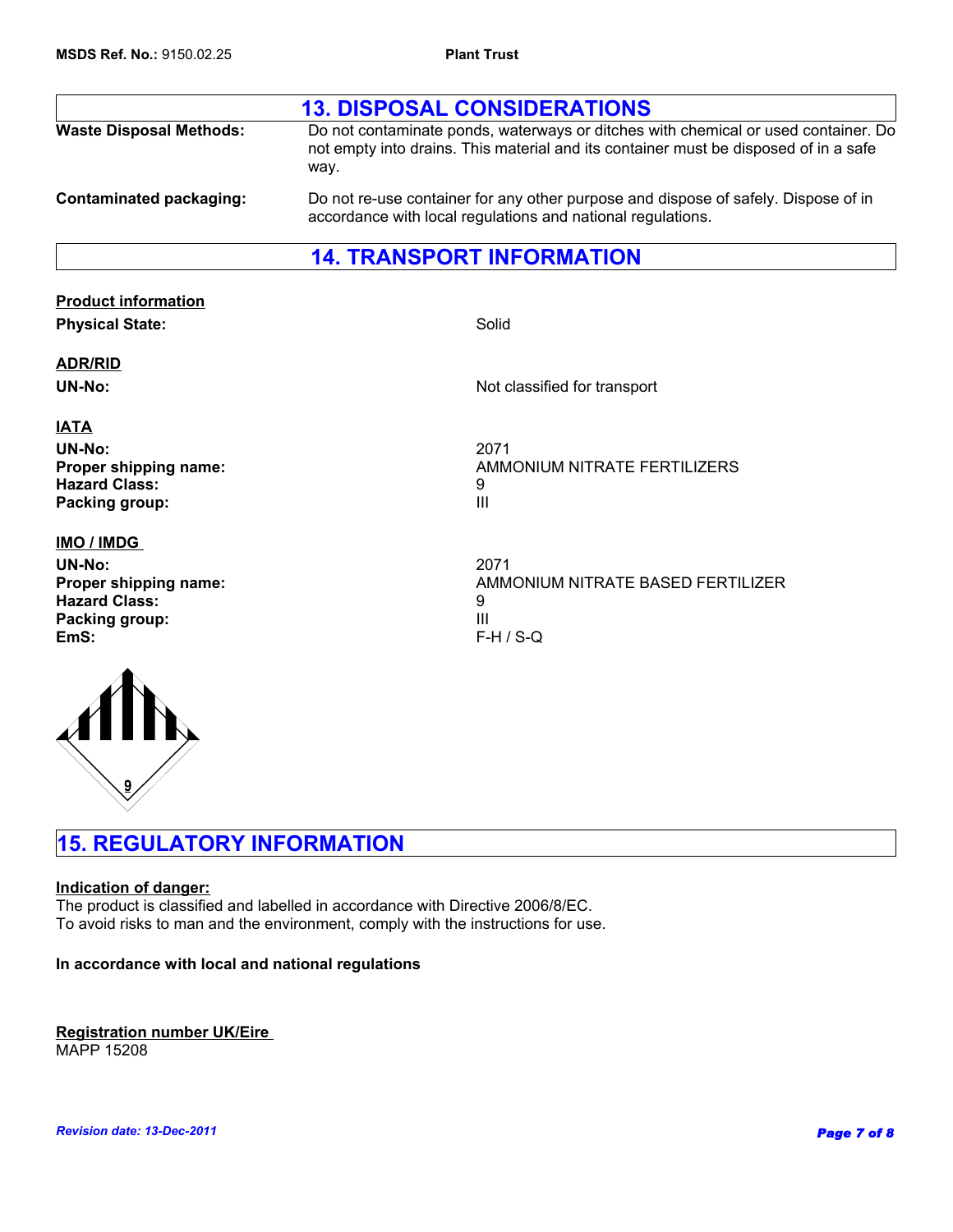## 13. DISPOSAL CONSIDERATIONS

**Waste Disposal Methods:** Do not contaminate ponds, waterways or ditches with chemical or used container. Do not empty into drains. This material and its container must be disposed of in a safe way.

**Contaminated packaging:** Do not re-use container for any other purpose and dispose of safely. Dispose of in accordance with local regulations and national regulations.

## 14. TRANSPORT INFORMATION

**Product information**

**Physical State:** Solid

**ADR/RID**

**UN-No:** Not classified for transport

**IATA**

**UN-No:** 2071
**Proper shipping name:** AMMONIUM NITRATE FERTILIZERS
**Hazard Class:** 9
**Packing group:** III

**IMO / IMDG**

**UN-No:** 2071
**Proper shipping name:** AMMONIUM NITRATE BASED FERTILIZER
**Hazard Class:** 9
**Packing group:** III
**EmS:** F-H / S-Q

9

## 15. REGULATORY INFORMATION

**Indication of danger:**
The product is classified and labelled in accordance with Directive 2006/8/EC.
To avoid risks to man and the environment, comply with the instructions for use.

**In accordance with local and national regulations**

**Registration number UK/Eire**
MAPP 15208

*Revision date: 13-Dec-2011*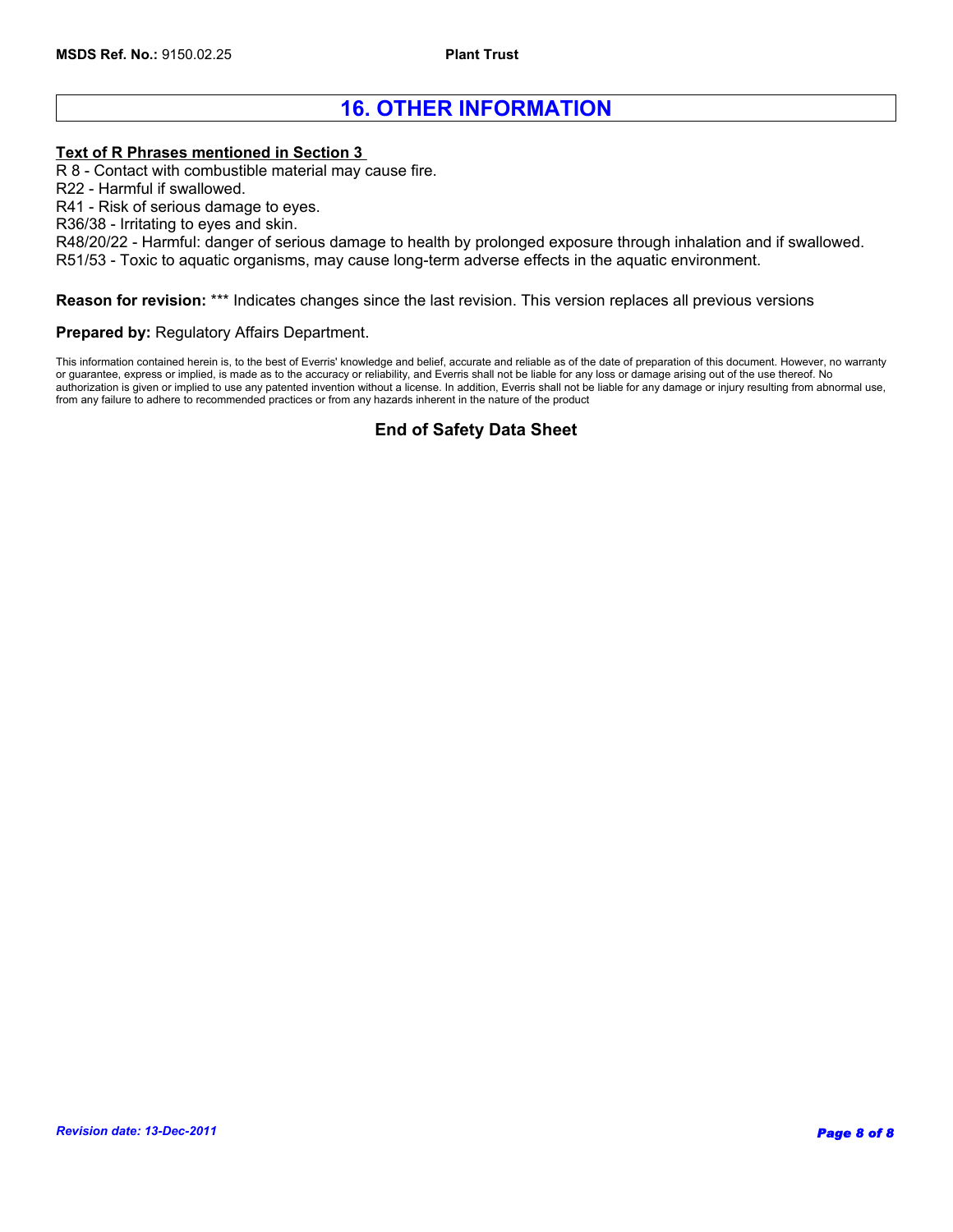## 16. OTHER INFORMATION

**Text of R Phrases mentioned in Section 3**

R 8 - Contact with combustible material may cause fire.
R22 - Harmful if swallowed.
R41 - Risk of serious damage to eyes.
R36/38 - Irritating to eyes and skin.
R48/20/22 - Harmful: danger of serious damage to health by prolonged exposure through inhalation and if swallowed.
R51/53 - Toxic to aquatic organisms, may cause long-term adverse effects in the aquatic environment.

**Reason for revision:** *** Indicates changes since the last revision. This version replaces all previous versions

**Prepared by:** Regulatory Affairs Department.

This information contained herein is, to the best of Everris' knowledge and belief, accurate and reliable as of the date of preparation of this document. However, no warranty or guarantee, express or implied, is made as to the accuracy or reliability, and Everris shall not be liable for any loss or damage arising out of the use thereof. No authorization is given or implied to use any patented invention without a license. In addition, Everris shall not be liable for any damage or injury resulting from abnormal use, from any failure to adhere to recommended practices or from any hazards inherent in the nature of the product

**End of Safety Data Sheet**

*Revision date: 13-Dec-2011*